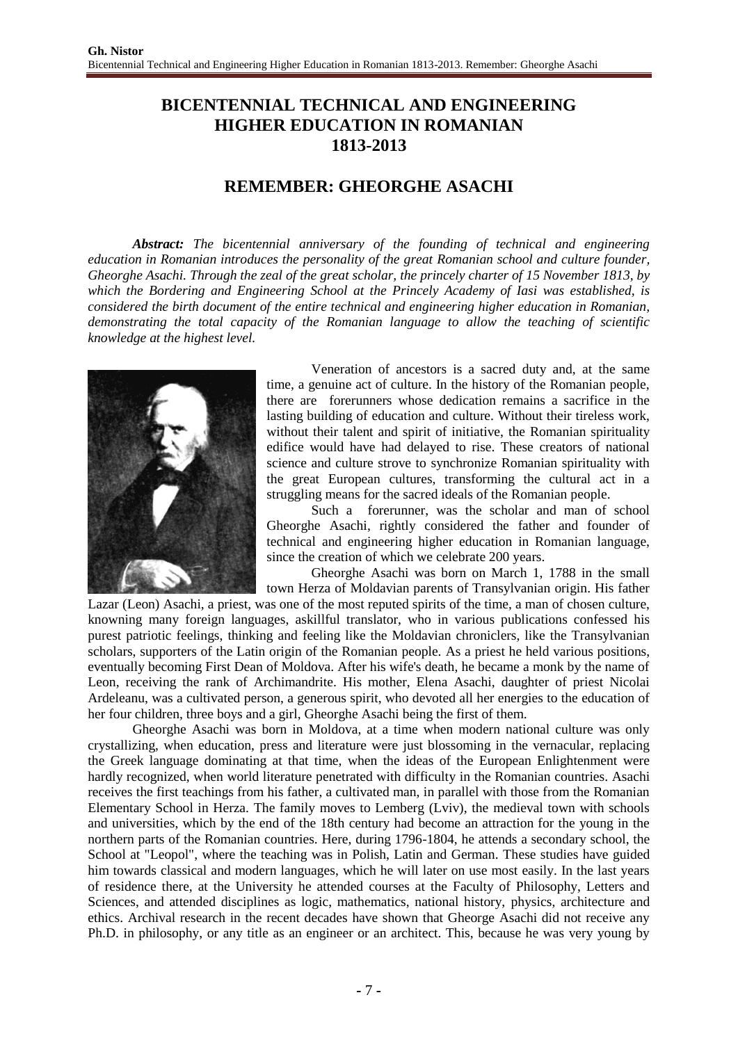# BICENTENNIAL TECHNICAL AND ENGINEERING HIGHER EDUCATION IN ROMANIAN 1813-2013

## REMEMBER: GHEORGHE ASACHI

***Abstract:*** *The bicentennial anniversary of the founding of technical and engineering education in Romanian introduces the personality of the great Romanian school and culture founder, Gheorghe Asachi. Through the zeal of the great scholar, the princely charter of 15 November 1813, by which the Bordering and Engineering School at the Princely Academy of Iasi was established, is considered the birth document of the entire technical and engineering higher education in Romanian, demonstrating the total capacity of the Romanian language to allow the teaching of scientific knowledge at the highest level.*

Veneration of ancestors is a sacred duty and, at the same time, a genuine act of culture. In the history of the Romanian people, there are forerunners whose dedication remains a sacrifice in the lasting building of education and culture. Without their tireless work, without their talent and spirit of initiative, the Romanian spirituality edifice would have had delayed to rise. These creators of national science and culture strove to synchronize Romanian spirituality with the great European cultures, transforming the cultural act in a struggling means for the sacred ideals of the Romanian people.

Such a forerunner, was the scholar and man of school Gheorghe Asachi, rightly considered the father and founder of technical and engineering higher education in Romanian language, since the creation of which we celebrate 200 years.

Gheorghe Asachi was born on March 1, 1788 in the small town Herza of Moldavian parents of Transylvanian origin. His father Lazar (Leon) Asachi, a priest, was one of the most reputed spirits of the time, a man of chosen culture, knowning many foreign languages, askillful translator, who in various publications confessed his purest patriotic feelings, thinking and feeling like the Moldavian chroniclers, like the Transylvanian scholars, supporters of the Latin origin of the Romanian people. As a priest he held various positions, eventually becoming First Dean of Moldova. After his wife's death, he became a monk by the name of Leon, receiving the rank of Archimandrite. His mother, Elena Asachi, daughter of priest Nicolai Ardeleanu, was a cultivated person, a generous spirit, who devoted all her energies to the education of her four children, three boys and a girl, Gheorghe Asachi being the first of them.

Gheorghe Asachi was born in Moldova, at a time when modern national culture was only crystallizing, when education, press and literature were just blossoming in the vernacular, replacing the Greek language dominating at that time, when the ideas of the European Enlightenment were hardly recognized, when world literature penetrated with difficulty in the Romanian countries. Asachi receives the first teachings from his father, a cultivated man, in parallel with those from the Romanian Elementary School in Herza. The family moves to Lemberg (Lviv), the medieval town with schools and universities, which by the end of the 18th century had become an attraction for the young in the northern parts of the Romanian countries. Here, during 1796-1804, he attends a secondary school, the School at "Leopol", where the teaching was in Polish, Latin and German. These studies have guided him towards classical and modern languages, which he will later on use most easily. In the last years of residence there, at the University he attended courses at the Faculty of Philosophy, Letters and Sciences, and attended disciplines as logic, mathematics, national history, physics, architecture and ethics. Archival research in the recent decades have shown that Gheorge Asachi did not receive any Ph.D. in philosophy, or any title as an engineer or an architect. This, because he was very young by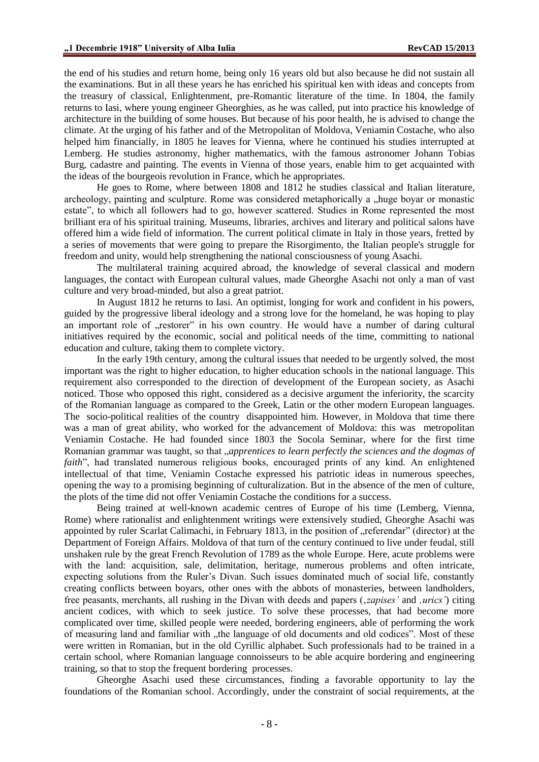the end of his studies and return home, being only 16 years old but also because he did not sustain all the examinations. But in all these years he has enriched his spiritual ken with ideas and concepts from the treasury of classical, Enlightenment, pre-Romantic literature of the time. In 1804, the family returns to Iasi, where young engineer Gheorghies, as he was called, put into practice his knowledge of architecture in the building of some houses. But because of his poor health, he is advised to change the climate. At the urging of his father and of the Metropolitan of Moldova, Veniamin Costache, who also helped him financially, in 1805 he leaves for Vienna, where he continued his studies interrupted at Lemberg. He studies astronomy, higher mathematics, with the famous astronomer Johann Tobias Burg, cadastre and painting. The events in Vienna of those years, enable him to get acquainted with the ideas of the bourgeois revolution in France, which he appropriates.

He goes to Rome, where between 1808 and 1812 he studies classical and Italian literature, archeology, painting and sculpture. Rome was considered metaphorically a „huge boyar or monastic estate", to which all followers had to go, however scattered. Studies in Rome represented the most brilliant era of his spiritual training. Museums, libraries, archives and literary and political salons have offered him a wide field of information. The current political climate in Italy in those years, fretted by a series of movements that were going to prepare the Risorgimento, the Italian people's struggle for freedom and unity, would help strengthening the national consciousness of young Asachi.

The multilateral training acquired abroad, the knowledge of several classical and modern languages, the contact with European cultural values, made Gheorghe Asachi not only a man of vast culture and very broad-minded, but also a great patriot.

In August 1812 he returns to Iasi. An optimist, longing for work and confident in his powers, guided by the progressive liberal ideology and a strong love for the homeland, he was hoping to play an important role of „restorer" in his own country. He would have a number of daring cultural initiatives required by the economic, social and political needs of the time, committing to national education and culture, taking them to complete victory.

In the early 19th century, among the cultural issues that needed to be urgently solved, the most important was the right to higher education, to higher education schools in the national language. This requirement also corresponded to the direction of development of the European society, as Asachi noticed. Those who opposed this right, considered as a decisive argument the inferiority, the scarcity of the Romanian language as compared to the Greek, Latin or the other modern European languages. The socio-political realities of the country disappointed him. However, in Moldova that time there was a man of great ability, who worked for the advancement of Moldova: this was metropolitan Veniamin Costache. He had founded since 1803 the Socola Seminar, where for the first time Romanian grammar was taught, so that „*apprentices to learn perfectly the sciences and the dogmas of faith*", had translated numerous religious books, encouraged prints of any kind. An enlightened intellectual of that time, Veniamin Costache expressed his patriotic ideas in numerous speeches, opening the way to a promising beginning of culturalization. But in the absence of the men of culture, the plots of the time did not offer Veniamin Costache the conditions for a success.

Being trained at well-known academic centres of Europe of his time (Lemberg, Vienna, Rome) where rationalist and enlightenment writings were extensively studied, Gheorghe Asachi was appointed by ruler Scarlat Calimachi, in February 1813, in the position of „referendar" (director) at the Department of Foreign Affairs. Moldova of that turn of the century continued to live under feudal, still unshaken rule by the great French Revolution of 1789 as the whole Europe. Here, acute problems were with the land: acquisition, sale, delimitation, heritage, numerous problems and often intricate, expecting solutions from the Ruler's Divan. Such issues dominated much of social life, constantly creating conflicts between boyars, other ones with the abbots of monasteries, between landholders, free peasants, merchants, all rushing in the Divan with deeds and papers (‚*zapises'* and *‚urics'*) citing ancient codices, with which to seek justice. To solve these processes, that had become more complicated over time, skilled people were needed, bordering engineers, able of performing the work of measuring land and familiar with „the language of old documents and old codices". Most of these were written in Romanian, but in the old Cyrillic alphabet. Such professionals had to be trained in a certain school, where Romanian language connoisseurs to be able acquire bordering and engineering training, so that to stop the frequent bordering processes.

Gheorghe Asachi used these circumstances, finding a favorable opportunity to lay the foundations of the Romanian school. Accordingly, under the constraint of social requirements, at the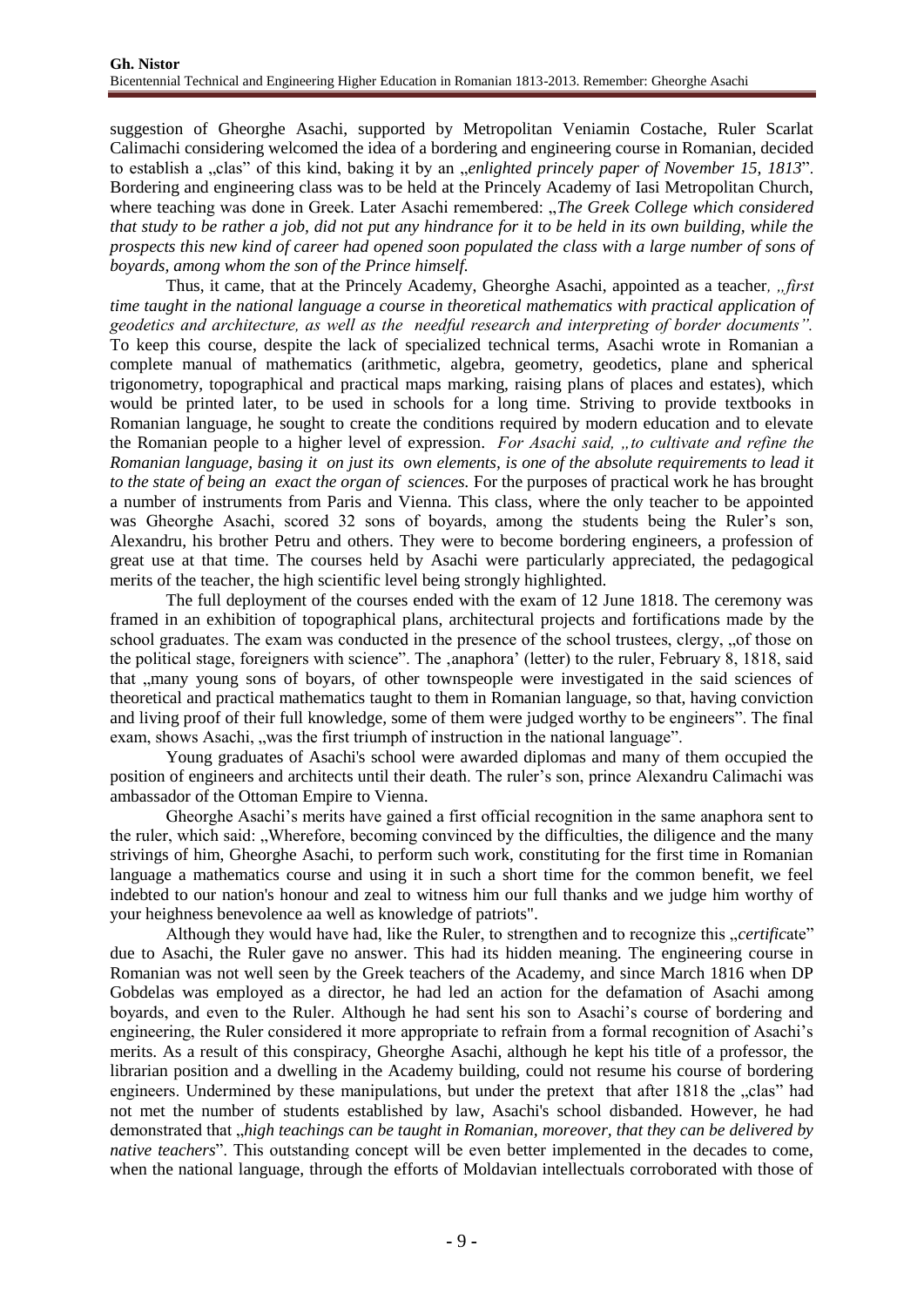suggestion of Gheorghe Asachi, supported by Metropolitan Veniamin Costache, Ruler Scarlat Calimachi considering welcomed the idea of a bordering and engineering course in Romanian, decided to establish a „clas" of this kind, baking it by an „*enlighted princely paper of November 15, 1813*". Bordering and engineering class was to be held at the Princely Academy of Iasi Metropolitan Church, where teaching was done in Greek. Later Asachi remembered: „*The Greek College which considered that study to be rather a job, did not put any hindrance for it to be held in its own building, while the prospects this new kind of career had opened soon populated the class with a large number of sons of boyards, among whom the son of the Prince himself.*

Thus, it came, that at the Princely Academy, Gheorghe Asachi, appointed as a teacher, *„first time taught in the national language a course in theoretical mathematics with practical application of geodetics and architecture, as well as the needful research and interpreting of border documents".* To keep this course, despite the lack of specialized technical terms, Asachi wrote in Romanian a complete manual of mathematics (arithmetic, algebra, geometry, geodetics, plane and spherical trigonometry, topographical and practical maps marking, raising plans of places and estates), which would be printed later, to be used in schools for a long time. Striving to provide textbooks in Romanian language, he sought to create the conditions required by modern education and to elevate the Romanian people to a higher level of expression. *For Asachi said, „to cultivate and refine the Romanian language, basing it on just its own elements, is one of the absolute requirements to lead it to the state of being an exact the organ of sciences.* For the purposes of practical work he has brought a number of instruments from Paris and Vienna. This class, where the only teacher to be appointed was Gheorghe Asachi, scored 32 sons of boyards, among the students being the Ruler's son, Alexandru, his brother Petru and others. They were to become bordering engineers, a profession of great use at that time. The courses held by Asachi were particularly appreciated, the pedagogical merits of the teacher, the high scientific level being strongly highlighted.

The full deployment of the courses ended with the exam of 12 June 1818. The ceremony was framed in an exhibition of topographical plans, architectural projects and fortifications made by the school graduates. The exam was conducted in the presence of the school trustees, clergy, „of those on the political stage, foreigners with science". The ‚anaphora' (letter) to the ruler, February 8, 1818, said that „many young sons of boyars, of other townspeople were investigated in the said sciences of theoretical and practical mathematics taught to them in Romanian language, so that, having conviction and living proof of their full knowledge, some of them were judged worthy to be engineers". The final exam, shows Asachi, „was the first triumph of instruction in the national language".

Young graduates of Asachi's school were awarded diplomas and many of them occupied the position of engineers and architects until their death. The ruler's son, prince Alexandru Calimachi was ambassador of the Ottoman Empire to Vienna.

Gheorghe Asachi's merits have gained a first official recognition in the same anaphora sent to the ruler, which said: „Wherefore, becoming convinced by the difficulties, the diligence and the many strivings of him, Gheorghe Asachi, to perform such work, constituting for the first time in Romanian language a mathematics course and using it in such a short time for the common benefit, we feel indebted to our nation's honour and zeal to witness him our full thanks and we judge him worthy of your heighness benevolence aa well as knowledge of patriots".

Although they would have had, like the Ruler, to strengthen and to recognize this „*certific*ate" due to Asachi, the Ruler gave no answer. This had its hidden meaning. The engineering course in Romanian was not well seen by the Greek teachers of the Academy, and since March 1816 when DP Gobdelas was employed as a director, he had led an action for the defamation of Asachi among boyards, and even to the Ruler. Although he had sent his son to Asachi's course of bordering and engineering, the Ruler considered it more appropriate to refrain from a formal recognition of Asachi's merits. As a result of this conspiracy, Gheorghe Asachi, although he kept his title of a professor, the librarian position and a dwelling in the Academy building, could not resume his course of bordering engineers. Undermined by these manipulations, but under the pretext that after 1818 the „clas" had not met the number of students established by law, Asachi's school disbanded. However, he had demonstrated that „*high teachings can be taught in Romanian, moreover, that they can be delivered by native teachers*". This outstanding concept will be even better implemented in the decades to come, when the national language, through the efforts of Moldavian intellectuals corroborated with those of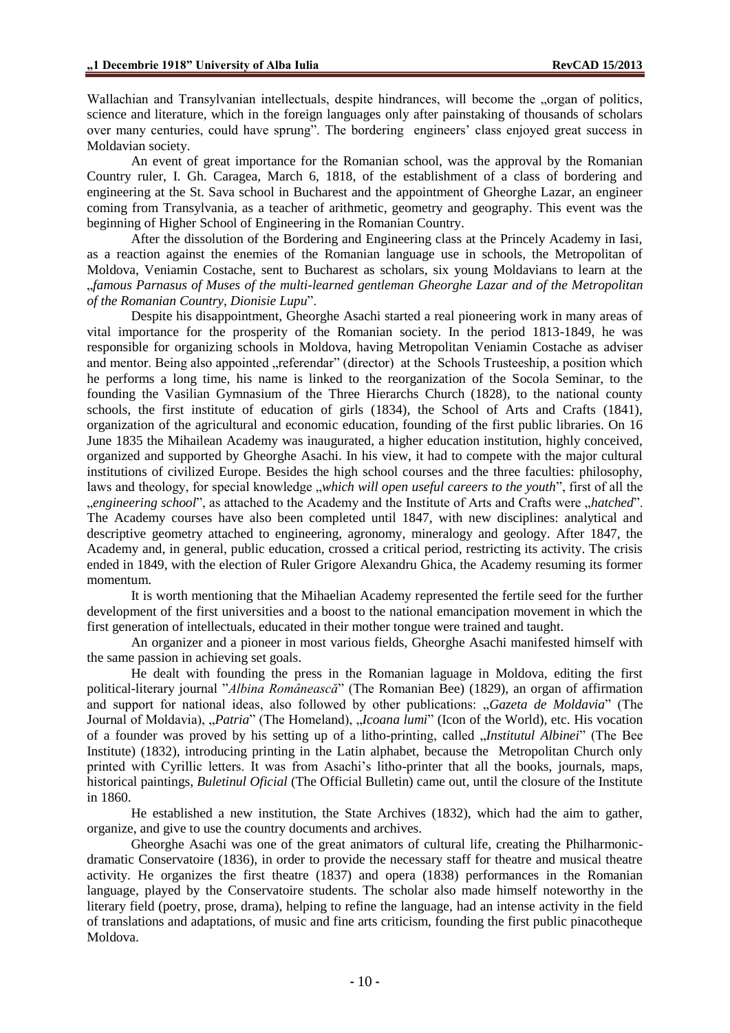Wallachian and Transylvanian intellectuals, despite hindrances, will become the „organ of politics, science and literature, which in the foreign languages only after painstaking of thousands of scholars over many centuries, could have sprung". The bordering engineers' class enjoyed great success in Moldavian society.

An event of great importance for the Romanian school, was the approval by the Romanian Country ruler, I. Gh. Caragea, March 6, 1818, of the establishment of a class of bordering and engineering at the St. Sava school in Bucharest and the appointment of Gheorghe Lazar, an engineer coming from Transylvania, as a teacher of arithmetic, geometry and geography. This event was the beginning of Higher School of Engineering in the Romanian Country.

After the dissolution of the Bordering and Engineering class at the Princely Academy in Iasi, as a reaction against the enemies of the Romanian language use in schools, the Metropolitan of Moldova, Veniamin Costache, sent to Bucharest as scholars, six young Moldavians to learn at the „*famous Parnasus of Muses of the multi-learned gentleman Gheorghe Lazar and of the Metropolitan of the Romanian Country, Dionisie Lupu*".

Despite his disappointment, Gheorghe Asachi started a real pioneering work in many areas of vital importance for the prosperity of the Romanian society. In the period 1813-1849, he was responsible for organizing schools in Moldova, having Metropolitan Veniamin Costache as adviser and mentor. Being also appointed „referendar" (director) at the Schools Trusteeship, a position which he performs a long time, his name is linked to the reorganization of the Socola Seminar, to the founding the Vasilian Gymnasium of the Three Hierarchs Church (1828), to the national county schools, the first institute of education of girls (1834), the School of Arts and Crafts (1841), organization of the agricultural and economic education, founding of the first public libraries. On 16 June 1835 the Mihailean Academy was inaugurated, a higher education institution, highly conceived, organized and supported by Gheorghe Asachi. In his view, it had to compete with the major cultural institutions of civilized Europe. Besides the high school courses and the three faculties: philosophy, laws and theology, for special knowledge „*which will open useful careers to the youth*", first of all the „*engineering school*", as attached to the Academy and the Institute of Arts and Crafts were „*hatched*". The Academy courses have also been completed until 1847, with new disciplines: analytical and descriptive geometry attached to engineering, agronomy, mineralogy and geology. After 1847, the Academy and, in general, public education, crossed a critical period, restricting its activity. The crisis ended in 1849, with the election of Ruler Grigore Alexandru Ghica, the Academy resuming its former momentum.

It is worth mentioning that the Mihaelian Academy represented the fertile seed for the further development of the first universities and a boost to the national emancipation movement in which the first generation of intellectuals, educated in their mother tongue were trained and taught.

An organizer and a pioneer in most various fields, Gheorghe Asachi manifested himself with the same passion in achieving set goals.

He dealt with founding the press in the Romanian laguage in Moldova, editing the first political-literary journal "*Albina Românească*" (The Romanian Bee) (1829), an organ of affirmation and support for national ideas, also followed by other publications: „*Gazeta de Moldavia*" (The Journal of Moldavia), „*Patria*" (The Homeland), „*Icoana lumi*" (Icon of the World), etc. His vocation of a founder was proved by his setting up of a litho-printing, called „*Institutul Albinei*" (The Bee Institute) (1832), introducing printing in the Latin alphabet, because the Metropolitan Church only printed with Cyrillic letters. It was from Asachi's litho-printer that all the books, journals, maps, historical paintings, *Buletinul Oficial* (The Official Bulletin) came out, until the closure of the Institute in 1860.

He established a new institution, the State Archives (1832), which had the aim to gather, organize, and give to use the country documents and archives.

Gheorghe Asachi was one of the great animators of cultural life, creating the Philharmonic-dramatic Conservatoire (1836), in order to provide the necessary staff for theatre and musical theatre activity. He organizes the first theatre (1837) and opera (1838) performances in the Romanian language, played by the Conservatoire students. The scholar also made himself noteworthy in the literary field (poetry, prose, drama), helping to refine the language, had an intense activity in the field of translations and adaptations, of music and fine arts criticism, founding the first public pinacotheque Moldova.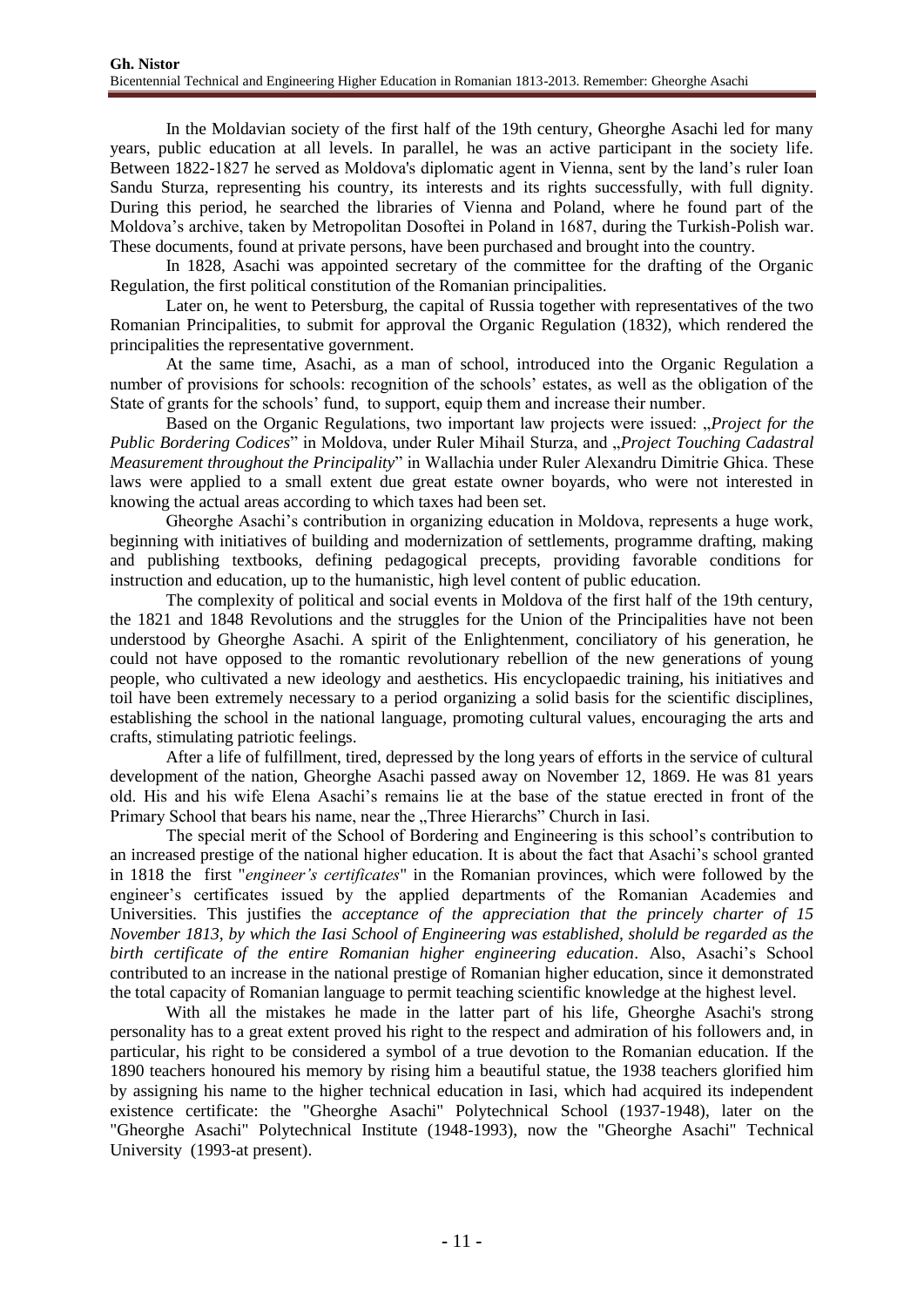In the Moldavian society of the first half of the 19th century, Gheorghe Asachi led for many years, public education at all levels. In parallel, he was an active participant in the society life. Between 1822-1827 he served as Moldova's diplomatic agent in Vienna, sent by the land's ruler Ioan Sandu Sturza, representing his country, its interests and its rights successfully, with full dignity. During this period, he searched the libraries of Vienna and Poland, where he found part of the Moldova's archive, taken by Metropolitan Dosoftei in Poland in 1687, during the Turkish-Polish war. These documents, found at private persons, have been purchased and brought into the country.

In 1828, Asachi was appointed secretary of the committee for the drafting of the Organic Regulation, the first political constitution of the Romanian principalities.

Later on, he went to Petersburg, the capital of Russia together with representatives of the two Romanian Principalities, to submit for approval the Organic Regulation (1832), which rendered the principalities the representative government.

At the same time, Asachi, as a man of school, introduced into the Organic Regulation a number of provisions for schools: recognition of the schools' estates, as well as the obligation of the State of grants for the schools' fund, to support, equip them and increase their number.

Based on the Organic Regulations, two important law projects were issued: „*Project for the Public Bordering Codices*" in Moldova, under Ruler Mihail Sturza, and „*Project Touching Cadastral Measurement throughout the Principality*" in Wallachia under Ruler Alexandru Dimitrie Ghica. These laws were applied to a small extent due great estate owner boyards, who were not interested in knowing the actual areas according to which taxes had been set.

Gheorghe Asachi's contribution in organizing education in Moldova, represents a huge work, beginning with initiatives of building and modernization of settlements, programme drafting, making and publishing textbooks, defining pedagogical precepts, providing favorable conditions for instruction and education, up to the humanistic, high level content of public education.

The complexity of political and social events in Moldova of the first half of the 19th century, the 1821 and 1848 Revolutions and the struggles for the Union of the Principalities have not been understood by Gheorghe Asachi. A spirit of the Enlightenment, conciliatory of his generation, he could not have opposed to the romantic revolutionary rebellion of the new generations of young people, who cultivated a new ideology and aesthetics. His encyclopaedic training, his initiatives and toil have been extremely necessary to a period organizing a solid basis for the scientific disciplines, establishing the school in the national language, promoting cultural values, encouraging the arts and crafts, stimulating patriotic feelings.

After a life of fulfillment, tired, depressed by the long years of efforts in the service of cultural development of the nation, Gheorghe Asachi passed away on November 12, 1869. He was 81 years old. His and his wife Elena Asachi's remains lie at the base of the statue erected in front of the Primary School that bears his name, near the „Three Hierarchs" Church in Iasi.

The special merit of the School of Bordering and Engineering is this school's contribution to an increased prestige of the national higher education. It is about the fact that Asachi's school granted in 1818 the first "*engineer's certificates*" in the Romanian provinces, which were followed by the engineer's certificates issued by the applied departments of the Romanian Academies and Universities. This justifies the *acceptance of the appreciation that the princely charter of 15 November 1813, by which the Iasi School of Engineering was established, sholuld be regarded as the birth certificate of the entire Romanian higher engineering education*. Also, Asachi's School contributed to an increase in the national prestige of Romanian higher education, since it demonstrated the total capacity of Romanian language to permit teaching scientific knowledge at the highest level.

With all the mistakes he made in the latter part of his life, Gheorghe Asachi's strong personality has to a great extent proved his right to the respect and admiration of his followers and, in particular, his right to be considered a symbol of a true devotion to the Romanian education. If the 1890 teachers honoured his memory by rising him a beautiful statue, the 1938 teachers glorified him by assigning his name to the higher technical education in Iasi, which had acquired its independent existence certificate: the "Gheorghe Asachi" Polytechnical School (1937-1948), later on the "Gheorghe Asachi" Polytechnical Institute (1948-1993), now the "Gheorghe Asachi" Technical University (1993-at present).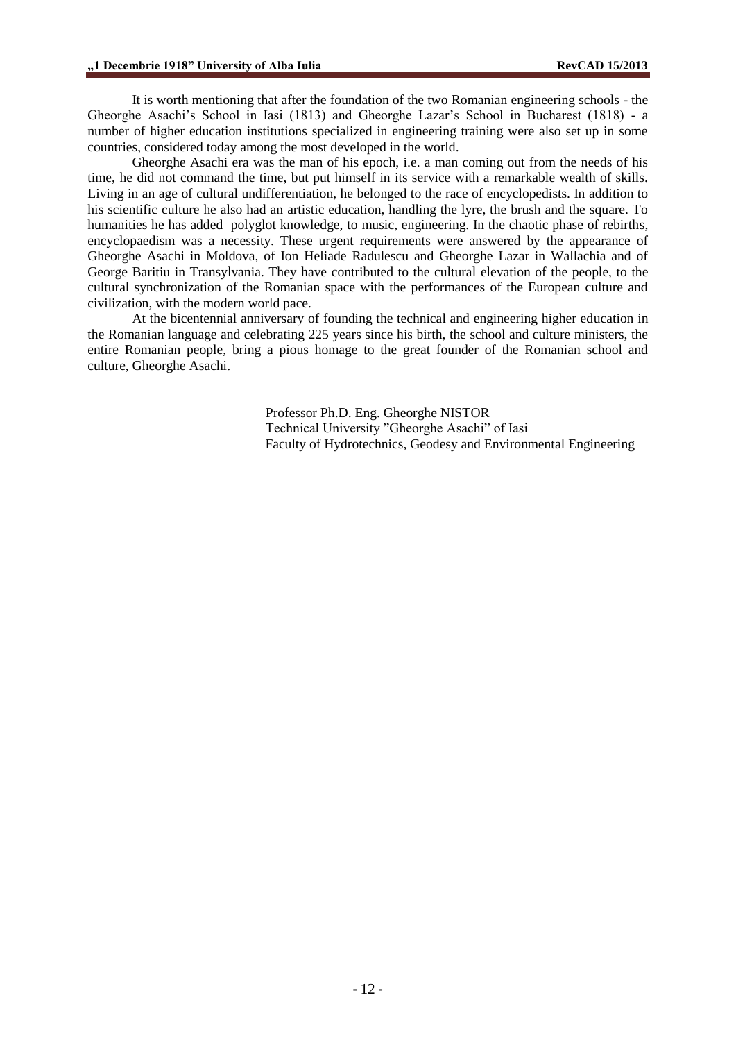It is worth mentioning that after the foundation of the two Romanian engineering schools - the Gheorghe Asachi's School in Iasi (1813) and Gheorghe Lazar's School in Bucharest (1818) - a number of higher education institutions specialized in engineering training were also set up in some countries, considered today among the most developed in the world.

Gheorghe Asachi era was the man of his epoch, i.e. a man coming out from the needs of his time, he did not command the time, but put himself in its service with a remarkable wealth of skills. Living in an age of cultural undifferentiation, he belonged to the race of encyclopedists. In addition to his scientific culture he also had an artistic education, handling the lyre, the brush and the square. To humanities he has added polyglot knowledge, to music, engineering. In the chaotic phase of rebirths, encyclopaedism was a necessity. These urgent requirements were answered by the appearance of Gheorghe Asachi in Moldova, of Ion Heliade Radulescu and Gheorghe Lazar in Wallachia and of George Baritiu in Transylvania. They have contributed to the cultural elevation of the people, to the cultural synchronization of the Romanian space with the performances of the European culture and civilization, with the modern world pace.

At the bicentennial anniversary of founding the technical and engineering higher education in the Romanian language and celebrating 225 years since his birth, the school and culture ministers, the entire Romanian people, bring a pious homage to the great founder of the Romanian school and culture, Gheorghe Asachi.

Professor Ph.D. Eng. Gheorghe NISTOR
Technical University "Gheorghe Asachi" of Iasi
Faculty of Hydrotechnics, Geodesy and Environmental Engineering